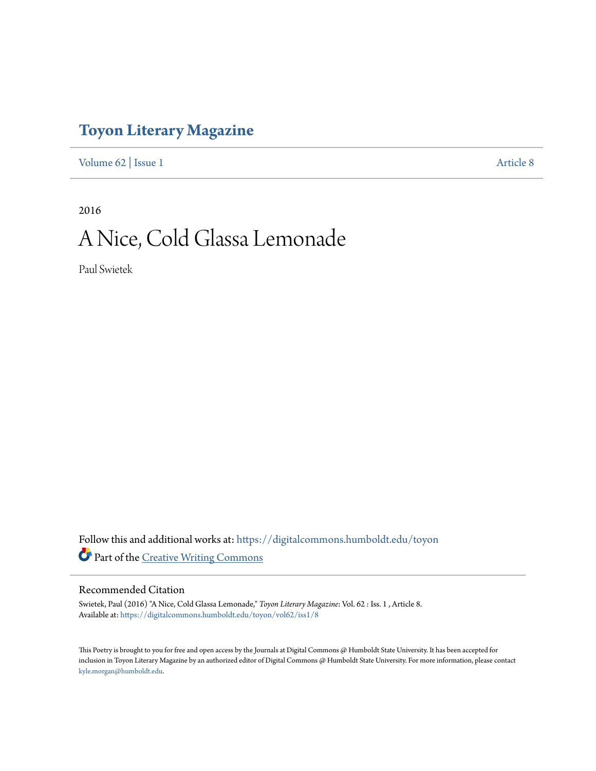# Toyon Literary Magazine

Volume 62 | Issue 1 Article 8

2016

# A Nice, Cold Glassa Lemonade

Paul Swietek

Follow this and additional works at: https://digitalcommons.humboldt.edu/toyon

Part of the Creative Writing Commons

## Recommended Citation

Swietek, Paul (2016) "A Nice, Cold Glassa Lemonade," *Toyon Literary Magazine*: Vol. 62 : Iss. 1 , Article 8.
Available at: https://digitalcommons.humboldt.edu/toyon/vol62/iss1/8

This Poetry is brought to you for free and open access by the Journals at Digital Commons @ Humboldt State University. It has been accepted for inclusion in Toyon Literary Magazine by an authorized editor of Digital Commons @ Humboldt State University. For more information, please contact kyle.morgan@humboldt.edu.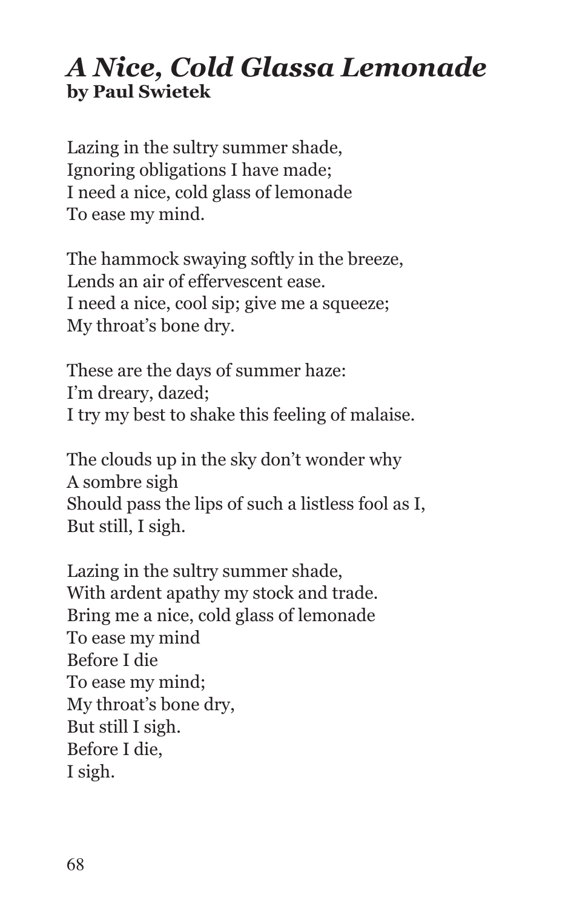# *A Nice, Cold Glassa Lemonade*

**by Paul Swietek**

Lazing in the sultry summer shade,
Ignoring obligations I have made;
I need a nice, cold glass of lemonade
To ease my mind.

The hammock swaying softly in the breeze,
Lends an air of effervescent ease.
I need a nice, cool sip; give me a squeeze;
My throat's bone dry.

These are the days of summer haze:
I'm dreary, dazed;
I try my best to shake this feeling of malaise.

The clouds up in the sky don't wonder why
A sombre sigh
Should pass the lips of such a listless fool as I,
But still, I sigh.

Lazing in the sultry summer shade,
With ardent apathy my stock and trade.
Bring me a nice, cold glass of lemonade
To ease my mind
Before I die
To ease my mind;
My throat's bone dry,
But still I sigh.
Before I die,
I sigh.